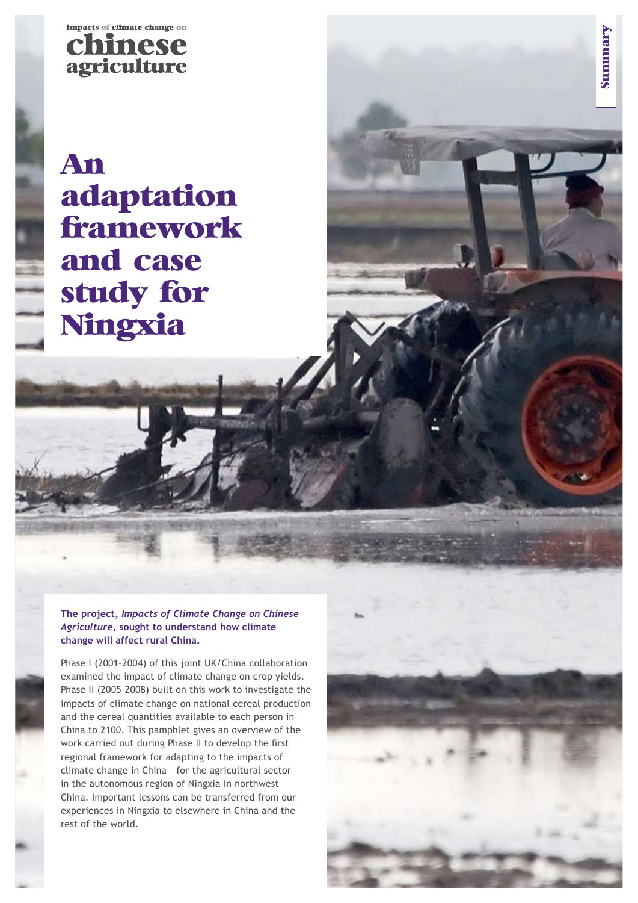impacts of climate change on
**chinese agriculture**

Summary

# An adaptation framework and case study for Ningxia

**The project, *Impacts of Climate Change on Chinese Agriculture*, sought to understand how climate change will affect rural China.**

Phase I (2001–2004) of this joint UK/China collaboration examined the impact of climate change on crop yields. Phase II (2005–2008) built on this work to investigate the impacts of climate change on national cereal production and the cereal quantities available to each person in China to 2100. This pamphlet gives an overview of the work carried out during Phase II to develop the first regional framework for adapting to the impacts of climate change in China – for the agricultural sector in the autonomous region of Ningxia in northwest China. Important lessons can be transferred from our experiences in Ningxia to elsewhere in China and the rest of the world.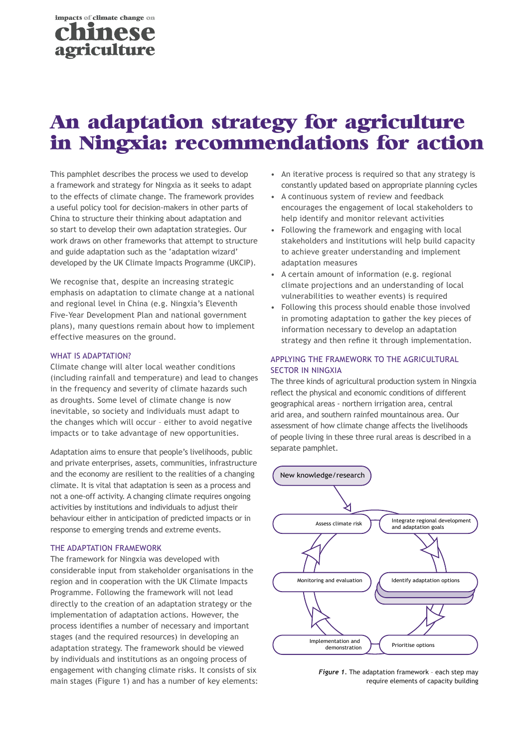# An adaptation strategy for agriculture in Ningxia: recommendations for action

This pamphlet describes the process we used to develop a framework and strategy for Ningxia as it seeks to adapt to the effects of climate change. The framework provides a useful policy tool for decision-makers in other parts of China to structure their thinking about adaptation and so start to develop their own adaptation strategies. Our work draws on other frameworks that attempt to structure and guide adaptation such as the 'adaptation wizard' developed by the UK Climate Impacts Programme (UKCIP).

We recognise that, despite an increasing strategic emphasis on adaptation to climate change at a national and regional level in China (e.g. Ningxia's Eleventh Five-Year Development Plan and national government plans), many questions remain about how to implement effective measures on the ground.

## WHAT IS ADAPTATION?

Climate change will alter local weather conditions (including rainfall and temperature) and lead to changes in the frequency and severity of climate hazards such as droughts. Some level of climate change is now inevitable, so society and individuals must adapt to the changes which will occur – either to avoid negative impacts or to take advantage of new opportunities.

Adaptation aims to ensure that people's livelihoods, public and private enterprises, assets, communities, infrastructure and the economy are resilient to the realities of a changing climate. It is vital that adaptation is seen as a process and not a one-off activity. A changing climate requires ongoing activities by institutions and individuals to adjust their behaviour either in anticipation of predicted impacts or in response to emerging trends and extreme events.

## THE ADAPTATION FRAMEWORK

The framework for Ningxia was developed with considerable input from stakeholder organisations in the region and in cooperation with the UK Climate Impacts Programme. Following the framework will not lead directly to the creation of an adaptation strategy or the implementation of adaptation actions. However, the process identifies a number of necessary and important stages (and the required resources) in developing an adaptation strategy. The framework should be viewed by individuals and institutions as an ongoing process of engagement with changing climate risks. It consists of six main stages (Figure 1) and has a number of key elements:

- An iterative process is required so that any strategy is constantly updated based on appropriate planning cycles
- A continuous system of review and feedback encourages the engagement of local stakeholders to help identify and monitor relevant activities
- Following the framework and engaging with local stakeholders and institutions will help build capacity to achieve greater understanding and implement adaptation measures
- A certain amount of information (e.g. regional climate projections and an understanding of local vulnerabilities to weather events) is required
- Following this process should enable those involved in promoting adaptation to gather the key pieces of information necessary to develop an adaptation strategy and then refine it through implementation.

## APPLYING THE FRAMEWORK TO THE AGRICULTURAL SECTOR IN NINGXIA

The three kinds of agricultural production system in Ningxia reflect the physical and economic conditions of different geographical areas - northern irrigation area, central arid area, and southern rainfed mountainous area. Our assessment of how climate change affects the livelihoods of people living in these three rural areas is described in a separate pamphlet.

New knowledge/research

Assess climate risk → Integrate regional development and adaptation goals → Identify adaptation options → Prioritise options → Implementation and demonstration → Monitoring and evaluation → Assess climate risk

***Figure 1.*** The adaptation framework – each step may require elements of capacity building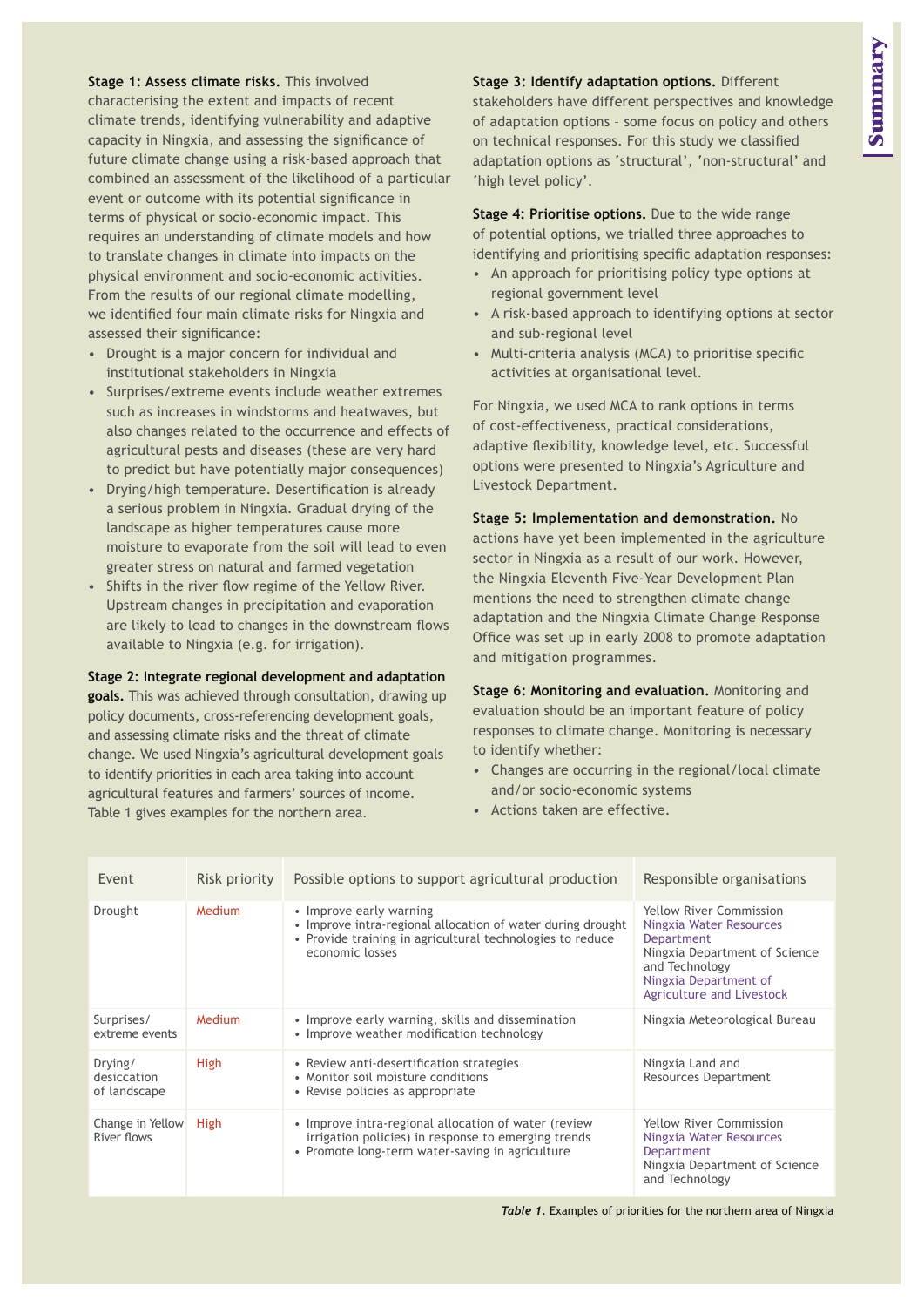**Stage 1: Assess climate risks.** This involved characterising the extent and impacts of recent climate trends, identifying vulnerability and adaptive capacity in Ningxia, and assessing the significance of future climate change using a risk-based approach that combined an assessment of the likelihood of a particular event or outcome with its potential significance in terms of physical or socio-economic impact. This requires an understanding of climate models and how to translate changes in climate into impacts on the physical environment and socio-economic activities. From the results of our regional climate modelling, we identified four main climate risks for Ningxia and assessed their significance:

- Drought is a major concern for individual and institutional stakeholders in Ningxia
- Surprises/extreme events include weather extremes such as increases in windstorms and heatwaves, but also changes related to the occurrence and effects of agricultural pests and diseases (these are very hard to predict but have potentially major consequences)
- Drying/high temperature. Desertification is already a serious problem in Ningxia. Gradual drying of the landscape as higher temperatures cause more moisture to evaporate from the soil will lead to even greater stress on natural and farmed vegetation
- Shifts in the river flow regime of the Yellow River. Upstream changes in precipitation and evaporation are likely to lead to changes in the downstream flows available to Ningxia (e.g. for irrigation).

**Stage 2: Integrate regional development and adaptation goals.** This was achieved through consultation, drawing up policy documents, cross-referencing development goals, and assessing climate risks and the threat of climate change. We used Ningxia's agricultural development goals to identify priorities in each area taking into account agricultural features and farmers' sources of income. Table 1 gives examples for the northern area.

**Stage 3: Identify adaptation options.** Different stakeholders have different perspectives and knowledge of adaptation options – some focus on policy and others on technical responses. For this study we classified adaptation options as 'structural', 'non-structural' and 'high level policy'.

**Stage 4: Prioritise options.** Due to the wide range of potential options, we trialled three approaches to identifying and prioritising specific adaptation responses:

- An approach for prioritising policy type options at regional government level
- A risk-based approach to identifying options at sector and sub-regional level
- Multi-criteria analysis (MCA) to prioritise specific activities at organisational level.

For Ningxia, we used MCA to rank options in terms of cost-effectiveness, practical considerations, adaptive flexibility, knowledge level, etc. Successful options were presented to Ningxia's Agriculture and Livestock Department.

**Stage 5: Implementation and demonstration.** No actions have yet been implemented in the agriculture sector in Ningxia as a result of our work. However, the Ningxia Eleventh Five-Year Development Plan mentions the need to strengthen climate change adaptation and the Ningxia Climate Change Response Office was set up in early 2008 to promote adaptation and mitigation programmes.

**Stage 6: Monitoring and evaluation.** Monitoring and evaluation should be an important feature of policy responses to climate change. Monitoring is necessary to identify whether:

- Changes are occurring in the regional/local climate and/or socio-economic systems
- Actions taken are effective.

| Event | Risk priority | Possible options to support agricultural production | Responsible organisations |
|---|---|---|---|
| Drought | Medium | • Improve early warning<br>• Improve intra-regional allocation of water during drought<br>• Provide training in agricultural technologies to reduce economic losses | Yellow River Commission<br>Ningxia Water Resources Department<br>Ningxia Department of Science and Technology<br>Ningxia Department of Agriculture and Livestock |
| Surprises/ extreme events | Medium | • Improve early warning, skills and dissemination<br>• Improve weather modification technology | Ningxia Meteorological Bureau |
| Drying/ desiccation of landscape | High | • Review anti-desertification strategies<br>• Monitor soil moisture conditions<br>• Revise policies as appropriate | Ningxia Land and Resources Department |
| Change in Yellow River flows | High | • Improve intra-regional allocation of water (review irrigation policies) in response to emerging trends<br>• Promote long-term water-saving in agriculture | Yellow River Commission<br>Ningxia Water Resources Department<br>Ningxia Department of Science and Technology |

***Table 1***. Examples of priorities for the northern area of Ningxia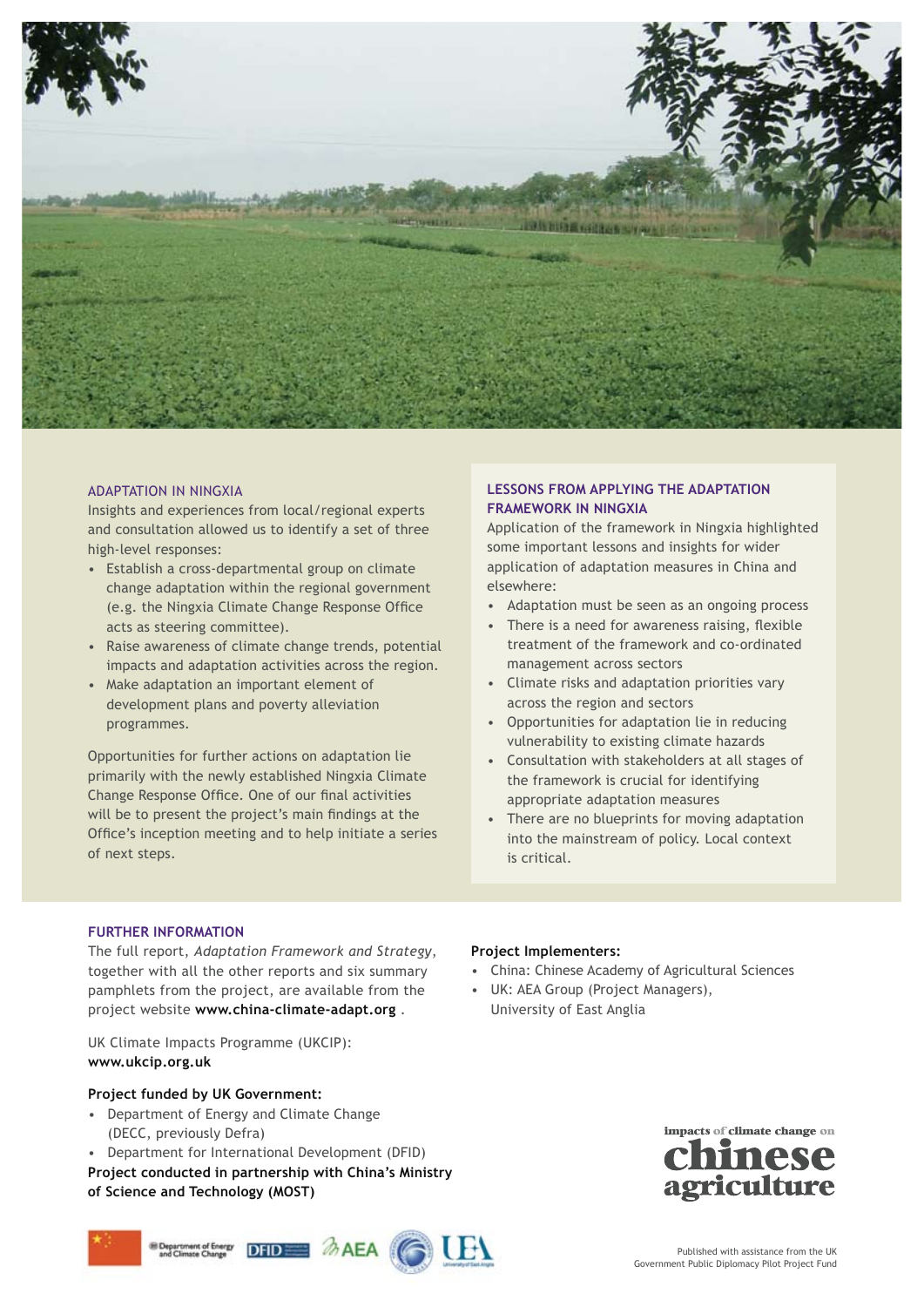## ADAPTATION IN NINGXIA

Insights and experiences from local/regional experts and consultation allowed us to identify a set of three high-level responses:

- Establish a cross-departmental group on climate change adaptation within the regional government (e.g. the Ningxia Climate Change Response Office acts as steering committee).
- Raise awareness of climate change trends, potential impacts and adaptation activities across the region.
- Make adaptation an important element of development plans and poverty alleviation programmes.

Opportunities for further actions on adaptation lie primarily with the newly established Ningxia Climate Change Response Office. One of our final activities will be to present the project's main findings at the Office's inception meeting and to help initiate a series of next steps.

## LESSONS FROM APPLYING THE ADAPTATION FRAMEWORK IN NINGXIA

Application of the framework in Ningxia highlighted some important lessons and insights for wider application of adaptation measures in China and elsewhere:

- Adaptation must be seen as an ongoing process
- There is a need for awareness raising, flexible treatment of the framework and co-ordinated management across sectors
- Climate risks and adaptation priorities vary across the region and sectors
- Opportunities for adaptation lie in reducing vulnerability to existing climate hazards
- Consultation with stakeholders at all stages of the framework is crucial for identifying appropriate adaptation measures
- There are no blueprints for moving adaptation into the mainstream of policy. Local context is critical.

## FURTHER INFORMATION

The full report, *Adaptation Framework and Strategy*, together with all the other reports and six summary pamphlets from the project, are available from the project website **www.china-climate-adapt.org** .

UK Climate Impacts Programme (UKCIP):
**www.ukcip.org.uk**

**Project funded by UK Government:**

- Department of Energy and Climate Change (DECC, previously Defra)
- Department for International Development (DFID)

**Project conducted in partnership with China's Ministry of Science and Technology (MOST)**

**Project Implementers:**

- China: Chinese Academy of Agricultural Sciences
- UK: AEA Group (Project Managers), University of East Anglia

impacts of climate change on chinese agriculture

Published with assistance from the UK Government Public Diplomacy Pilot Project Fund